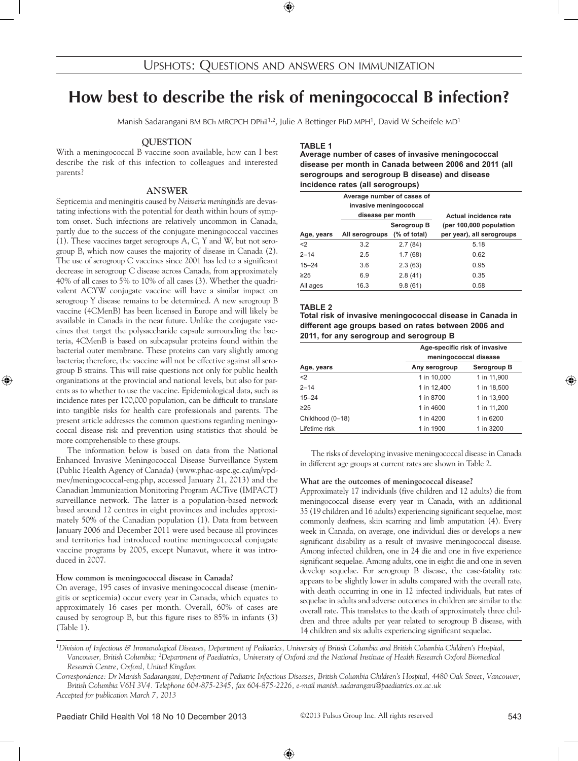# UPSHOTS: QUESTIONS AND ANSWERS ON IMMUNIZATION

# How best to describe the risk of meningococcal B infection?

Manish Sadarangani BM BCh MRCPCH DPhil[1,2], Julie A Bettinger PhD MPH[1], David W Scheifele MD[1]

## QUESTION

With a meningococcal B vaccine soon available, how can I best describe the risk of this infection to colleagues and interested parents?

## ANSWER

Septicemia and meningitis caused by *Neisseria meningitidis* are devastating infections with the potential for death within hours of symptom onset. Such infections are relatively uncommon in Canada, partly due to the success of the conjugate meningococcal vaccines (1). These vaccines target serogroups A, C, Y and W, but not serogroup B, which now causes the majority of disease in Canada (2). The use of serogroup C vaccines since 2001 has led to a significant decrease in serogroup C disease across Canada, from approximately 40% of all cases to 5% to 10% of all cases (3). Whether the quadrivalent ACYW conjugate vaccine will have a similar impact on serogroup Y disease remains to be determined. A new serogroup B vaccine (4CMenB) has been licensed in Europe and will likely be available in Canada in the near future. Unlike the conjugate vaccines that target the polysaccharide capsule surrounding the bacteria, 4CMenB is based on subcapsular proteins found within the bacterial outer membrane. These proteins can vary slightly among bacteria; therefore, the vaccine will not be effective against all serogroup B strains. This will raise questions not only for public health organizations at the provincial and national levels, but also for parents as to whether to use the vaccine. Epidemiological data, such as incidence rates per 100,000 population, can be difficult to translate into tangible risks for health care professionals and parents. The present article addresses the common questions regarding meningococcal disease risk and prevention using statistics that should be more comprehensible to these groups.

The information below is based on data from the National Enhanced Invasive Meningococcal Disease Surveillance System (Public Health Agency of Canada) (www.phac-aspc.gc.ca/im/vpd-mev/meningococcal-eng.php, accessed January 21, 2013) and the Canadian Immunization Monitoring Program ACTive (IMPACT) surveillance network. The latter is a population-based network based around 12 centres in eight provinces and includes approximately 50% of the Canadian population (1). Data from between January 2006 and December 2011 were used because all provinces and territories had introduced routine meningococcal conjugate vaccine programs by 2005, except Nunavut, where it was introduced in 2007.

### How common is meningococcal disease in Canada?

On average, 195 cases of invasive meningococcal disease (meningitis or septicemia) occur every year in Canada, which equates to approximately 16 cases per month. Overall, 60% of cases are caused by serogroup B, but this figure rises to 85% in infants (3) (Table 1).

**TABLE 1**
**Average number of cases of invasive meningococcal disease per month in Canada between 2006 and 2011 (all serogroups and serogroup B disease) and disease incidence rates (all serogroups)**

| Age, years | Average number of cases of invasive meningococcal disease per month | | Actual incidence rate (per 100,000 population per year), all serogroups |
|---|---|---|---|
| | All serogroups | Serogroup B (% of total) | |
| <2 | 3.2 | 2.7 (84) | 5.18 |
| 2–14 | 2.5 | 1.7 (68) | 0.62 |
| 15–24 | 3.6 | 2.3 (63) | 0.95 |
| ≥25 | 6.9 | 2.8 (41) | 0.35 |
| All ages | 16.3 | 9.8 (61) | 0.58 |

**TABLE 2**
**Total risk of invasive meningococcal disease in Canada in different age groups based on rates between 2006 and 2011, for any serogroup and serogroup B**

| Age, years | Age-specific risk of invasive meningococcal disease | |
|---|---|---|
| | Any serogroup | Serogroup B |
| <2 | 1 in 10,000 | 1 in 11,900 |
| 2–14 | 1 in 12,400 | 1 in 18,500 |
| 15–24 | 1 in 8700 | 1 in 13,900 |
| ≥25 | 1 in 4600 | 1 in 11,200 |
| Childhood (0–18) | 1 in 4200 | 1 in 6200 |
| Lifetime risk | 1 in 1900 | 1 in 3200 |

The risks of developing invasive meningococcal disease in Canada in different age groups at current rates are shown in Table 2.

### What are the outcomes of meningococcal disease?

Approximately 17 individuals (five children and 12 adults) die from meningococcal disease every year in Canada, with an additional 35 (19 children and 16 adults) experiencing significant sequelae, most commonly deafness, skin scarring and limb amputation (4). Every week in Canada, on average, one individual dies or develops a new significant disability as a result of invasive meningococcal disease. Among infected children, one in 24 die and one in five experience significant sequelae. Among adults, one in eight die and one in seven develop sequelae. For serogroup B disease, the case-fatality rate appears to be slightly lower in adults compared with the overall rate, with death occurring in one in 12 infected individuals, but rates of sequelae in adults and adverse outcomes in children are similar to the overall rate. This translates to the death of approximately three children and three adults per year related to serogroup B disease, with 14 children and six adults experiencing significant sequelae.

---

[1]*Division of Infectious & Immunological Diseases, Department of Pediatrics, University of British Columbia and British Columbia Children's Hospital, Vancouver, British Columbia;* [2]*Department of Paediatrics, University of Oxford and the National Institute of Health Research Oxford Biomedical Research Centre, Oxford, United Kingdom*

*Correspondence: Dr Manish Sadarangani, Department of Pediatric Infectious Diseases, British Columbia Children's Hospital, 4480 Oak Street, Vancouver, British Columbia V6H 3V4. Telephone 604-875-2345, fax 604-875-2226, e-mail manish.sadarangani@paediatrics.ox.ac.uk*

*Accepted for publication March 7, 2013*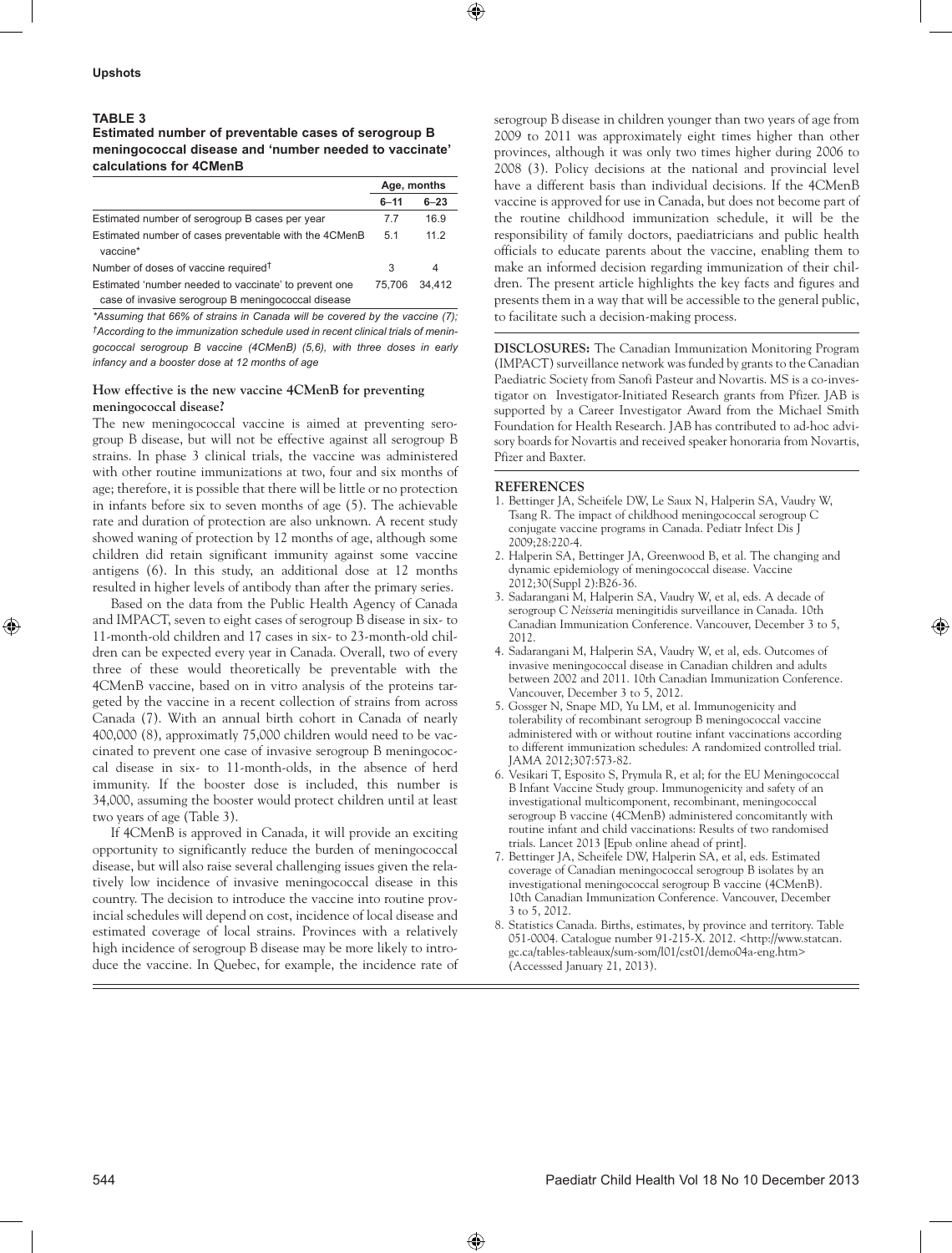**TABLE 3**

**Estimated number of preventable cases of serogroup B meningococcal disease and 'number needed to vaccinate' calculations for 4CMenB**

| | Age, months | |
|---|---|---|
| | 6–11 | 6–23 |
| Estimated number of serogroup B cases per year | 7.7 | 16.9 |
| Estimated number of cases preventable with the 4CMenB vaccine* | 5.1 | 11.2 |
| Number of doses of vaccine required† | 3 | 4 |
| Estimated 'number needed to vaccinate' to prevent one case of invasive serogroup B meningococcal disease | 75,706 | 34,412 |

*\*Assuming that 66% of strains in Canada will be covered by the vaccine (7); †According to the immunization schedule used in recent clinical trials of meningococcal serogroup B vaccine (4CMenB) (5,6), with three doses in early infancy and a booster dose at 12 months of age*

### How effective is the new vaccine 4CMenB for preventing meningococcal disease?

The new meningococcal vaccine is aimed at preventing serogroup B disease, but will not be effective against all serogroup B strains. In phase 3 clinical trials, the vaccine was administered with other routine immunizations at two, four and six months of age; therefore, it is possible that there will be little or no protection in infants before six to seven months of age (5). The achievable rate and duration of protection are also unknown. A recent study showed waning of protection by 12 months of age, although some children did retain significant immunity against some vaccine antigens (6). In this study, an additional dose at 12 months resulted in higher levels of antibody than after the primary series.

Based on the data from the Public Health Agency of Canada and IMPACT, seven to eight cases of serogroup B disease in six- to 11-month-old children and 17 cases in six- to 23-month-old children can be expected every year in Canada. Overall, two of every three of these would theoretically be preventable with the 4CMenB vaccine, based on in vitro analysis of the proteins targeted by the vaccine in a recent collection of strains from across Canada (7). With an annual birth cohort in Canada of nearly 400,000 (8), approximatly 75,000 children would need to be vaccinated to prevent one case of invasive serogroup B meningococcal disease in six- to 11-month-olds, in the absence of herd immunity. If the booster dose is included, this number is 34,000, assuming the booster would protect children until at least two years of age (Table 3).

If 4CMenB is approved in Canada, it will provide an exciting opportunity to significantly reduce the burden of meningococcal disease, but will also raise several challenging issues given the relatively low incidence of invasive meningococcal disease in this country. The decision to introduce the vaccine into routine provincial schedules will depend on cost, incidence of local disease and estimated coverage of local strains. Provinces with a relatively high incidence of serogroup B disease may be more likely to introduce the vaccine. In Quebec, for example, the incidence rate of serogroup B disease in children younger than two years of age from 2009 to 2011 was approximately eight times higher than other provinces, although it was only two times higher during 2006 to 2008 (3). Policy decisions at the national and provincial level have a different basis than individual decisions. If the 4CMenB vaccine is approved for use in Canada, but does not become part of the routine childhood immunization schedule, it will be the responsibility of family doctors, paediatricians and public health officials to educate parents about the vaccine, enabling them to make an informed decision regarding immunization of their children. The present article highlights the key facts and figures and presents them in a way that will be accessible to the general public, to facilitate such a decision-making process.

**DISCLOSURES:** The Canadian Immunization Monitoring Program (IMPACT) surveillance network was funded by grants to the Canadian Paediatric Society from Sanofi Pasteur and Novartis. MS is a co-investigator on Investigator-Initiated Research grants from Pfizer. JAB is supported by a Career Investigator Award from the Michael Smith Foundation for Health Research. JAB has contributed to ad-hoc advisory boards for Novartis and received speaker honoraria from Novartis, Pfizer and Baxter.

## REFERENCES

1. Bettinger JA, Scheifele DW, Le Saux N, Halperin SA, Vaudry W, Tsang R. The impact of childhood meningococcal serogroup C conjugate vaccine programs in Canada. Pediatr Infect Dis J 2009;28:220-4.
2. Halperin SA, Bettinger JA, Greenwood B, et al. The changing and dynamic epidemiology of meningococcal disease. Vaccine 2012;30(Suppl 2):B26-36.
3. Sadarangani M, Halperin SA, Vaudry W, et al, eds. A decade of serogroup C *Neisseria* meningitidis surveillance in Canada. 10th Canadian Immunization Conference. Vancouver, December 3 to 5, 2012.
4. Sadarangani M, Halperin SA, Vaudry W, et al, eds. Outcomes of invasive meningococcal disease in Canadian children and adults between 2002 and 2011. 10th Canadian Immunization Conference. Vancouver, December 3 to 5, 2012.
5. Gossger N, Snape MD, Yu LM, et al. Immunogenicity and tolerability of recombinant serogroup B meningococcal vaccine administered with or without routine infant vaccinations according to different immunization schedules: A randomized controlled trial. JAMA 2012;307:573-82.
6. Vesikari T, Esposito S, Prymula R, et al; for the EU Meningococcal B Infant Vaccine Study group. Immunogenicity and safety of an investigational multicomponent, recombinant, meningococcal serogroup B vaccine (4CMenB) administered concomitantly with routine infant and child vaccinations: Results of two randomised trials. Lancet 2013 [Epub online ahead of print].
7. Bettinger JA, Scheifele DW, Halperin SA, et al, eds. Estimated coverage of Canadian meningococcal serogroup B isolates by an investigational meningococcal serogroup B vaccine (4CMenB). 10th Canadian Immunization Conference. Vancouver, December 3 to 5, 2012.
8. Statistics Canada. Births, estimates, by province and territory. Table 051-0004. Catalogue number 91-215-X. 2012. <http://www.statcan.gc.ca/tables-tableaux/sum-som/l01/cst01/demo04a-eng.htm> (Accesssed January 21, 2013).